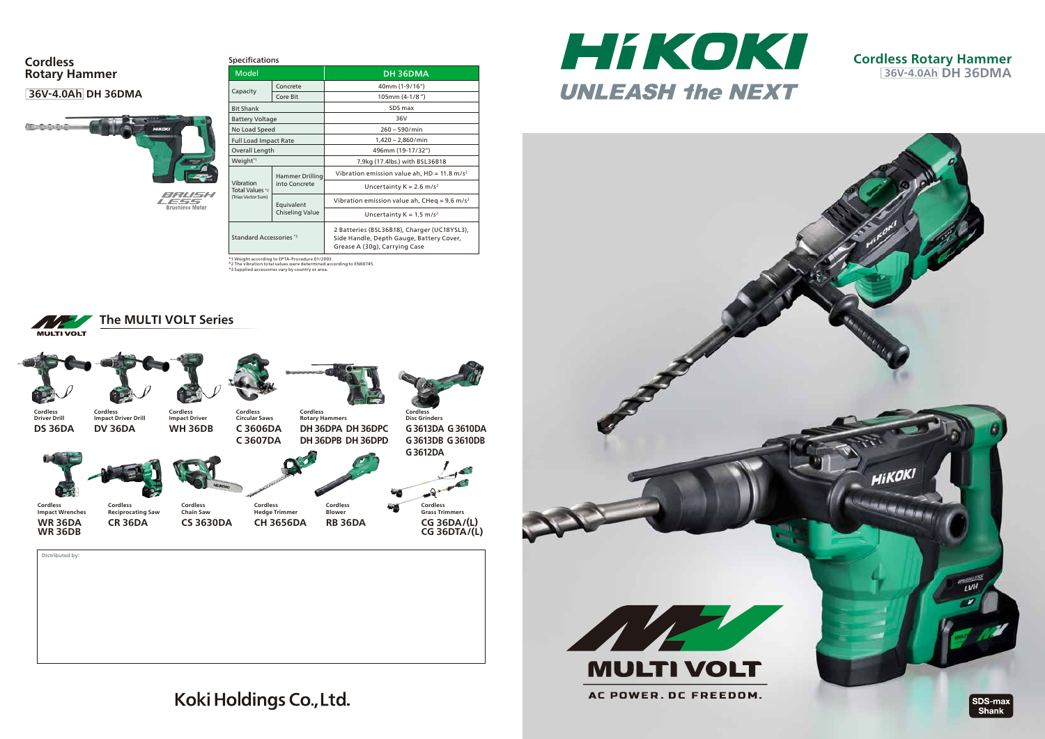## Cordless Rotary Hammer

**36V-4.0Ah DH 36DMA**

BRUSHLESS Brushless Motor

### Specifications

| Model | | DH 36DMA |
|---|---|---|
| Capacity | Concrete | 40mm (1-9/16") |
| | Core Bit | 105mm (4-1/8") |
| Bit Shank | | SDS max |
| Battery Voltage | | 36V |
| No Load Speed | | 260 – 590/min |
| Full Load Impact Rate | | 1,420 – 2,860/min |
| Overall Length | | 496mm (19-17/32") |
| Weight[*1] | | 7.9kg (17.4lbs.) with BSL36B18 |
| Vibration Total Values[*2] (Triax Vector Sum) | Hammer Drilling into Concrete | Vibration emission value ah, HD = 11.8 $m/s^2$ |
| | | Uncertainty K = 2.6 $m/s^2$ |
| | Equivalent Chiseling Value | Vibration emission value ah, CHeq = 9.6 $m/s^2$ |
| | | Uncertainty K = 1.5 $m/s^2$ |
| Standard Accessories[*3] | | 2 Batteries (BSL36B18), Charger (UC18YSL3), Side Handle, Depth Gauge, Battery Cover, Grease A (30g), Carrying Case |

*1 Weight according to EPTA-Procedure 01/2003.
*2 The vibration total values were determined according to EN60745.
*3 Supplied accessories vary by country or area.

## The MULTI VOLT Series

- Cordless Driver Drill **DS 36DA**
- Cordless Impact Driver Drill **DV 36DA**
- Cordless Impact Driver **WH 36DB**
- Cordless Circular Saws **C 3606DA C 3607DA**
- Cordless Rotary Hammers **DH 36DPA DH 36DPC DH 36DPB DH 36DPD**
- Cordless Disc Grinders **G 3613DA G 3610DA G 3613DB G 3610DB G 3612DA**
- Cordless Impact Wrenches **WR 36DA WR 36DB**
- Cordless Reciprocating Saw **CR 36DA**
- Cordless Chain Saw **CS 3630DA**
- Cordless Hedge Trimmer **CH 3656DA**
- Cordless Blower **RB 36DA**
- Cordless Grass Trimmers **CG 36DA/(L) CG 36DTA/(L)**

Distributed by:

Koki Holdings Co., Ltd.

# HiKOKI

UNLEASH the NEXT

## Cordless Rotary Hammer

**36V-4.0Ah DH 36DMA**

MULTI VOLT

AC POWER. DC FREEDOM.

SDS-max Shank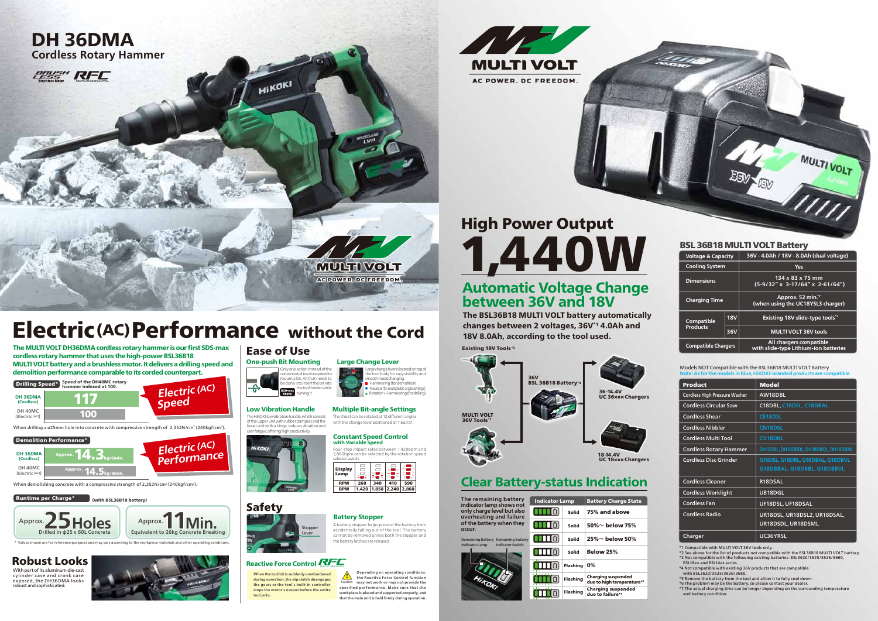# DH 36DMA

## Cordless Rotary Hammer

BRUSHLESS Brushless Motor RFC REACTIVE FORCE CONTROL

MULTI VOLT
AC POWER. DC FREEDOM.

# Electric (AC) Performance without the Cord

**The MULTI VOLT DH36DMA cordless rotary hammer is our first SDS-max cordless rotary hammer that uses the high-power BSL36B18 MULTI VOLT battery and a brushless motor. It delivers a drilling speed and demolition performance comparable to its corded counterpart.**

**Drilling Speed*** Speed of the DH40MC rotary hammer indexed at 100.

DH 36DMA (Cordless)
117

DH 40MC [Electric (AC)]
100

Electric (AC) Speed

When drilling a ø25mm hole into concrete with compressive strength of 2,352N/cm² (240kgf/cm²).

**Demolition Performance***

DH 36DMA (Cordless)
Approx. 14.3 kg/6min.

DH 40MC [Electric (AC)]
Approx. 14.5 kg/6min.

Electric (AC) Performance

When demolishing concrete with a compressive strength of 2,352N/cm² (240kgf/cm²).

**Runtime per Charge*** (with BSL36B18 battery)

Approx. **25 Holes** — Drilled in ф25 x 60L Concrete

Approx. **11 Min.** — Equivalent to 26kg Concrete Breaking

\* Values shown are for reference purposes and may vary according to the workpiece materials and other operating conditions.

## Robust Looks

With part of its aluminum die-cast cylinder case and crank case exposed, the DH36DMA looks robust and sophisticated.

## Ease of Use

### One-push Bit Mounting

Only one action instead of the conventional two is required to mount a bit. All that needs to be done is to insert the bit into the tool holder while turning it.

SDS-max Shank

### Large Change Lever

Large change lever is located on top of the tool body for easy visibility and smooth mode changing.

- Hammering (for demolition)
- Neutral (for multiple bit-angle settings)
- Rotation + Hammering (for drilling)

### Low Vibration Handle

The HiKOKI low vibration handle, which consists of the upper unit with rubber dampers and the lower unit with a hinge, reduces vibration and user fatigue, offering high productivity.

### Multiple Bit-angle Settings

The chisel can be rotated at 12 different angles with the change lever positioned at 'neutral'.

### Constant Speed Control with Variable Speed

Four-step impact rates between 1,420bpm and 2,860bpm can be selected by the rotation speed selector switch.

| Display Lamp | | | | |
|---|---|---|---|---|
| RPM | 260 | 340 | 410 | 590 |
| BPM | 1,420 | 1,850 | 2,240 | 2,860 |

## Safety

Stopper Lever

### Battery Stopper

A battery stopper helps prevent the battery from accidentally falling out of the tool. The battery cannot be removed unless both the stopper and the battery latches are released.

### Reactive Force Control RFC

When the tool bit is suddenly overburdened during operation, the slip clutch disengages the gears or the tool's built-in controller stops the motor's output before the entire tool jerks.

Caution: Depending on operating conditions, the Reactive Force Control function may not work or may not provide the specified performance. Make sure that the workpiece is placed and supported properly, and that the main unit is held firmly during operation.

MULTI VOLT
AC POWER. DC FREEDOM.

## High Power Output

# 1,440W

## Automatic Voltage Change between 36V and 18V

**The BSL36B18 MULTI VOLT battery automatically changes between 2 voltages, 36V*1 4.0Ah and 18V 8.0Ah, according to the tool used.**

Existing 18V Tools*2

36V BSL 36B18 Battery*4

36-14.4V UC 36xxx Chargers

MULTI VOLT 36V Tools*3

18-14.4V UC 18xxx Chargers

## Clear Battery-status Indication

**The remaining battery indicator lamp shows not only charge level but also overheating and failure of the battery when they occur.**

Remaining Battery Indicator Lamp — Remaining Battery Indicator Switch

| Indicator Lamp | | Battery Charge State |
|---|---|---|
| | Solid | 75% and above |
| | Solid | 50%~ below 75% |
| | Solid | 25%~ below 50% |
| | Solid | Below 25% |
| | Flashing | 0% |
| | Flashing | Charging suspended due to high temperature*5 |
| | Flashing | Charging suspended due to failure*6 |

### BSL 36B18 MULTI VOLT Battery

| Voltage & Capacity | | 36V - 4.0Ah / 18V - 8.0Ah (dual voltage) |
|---|---|---|
| Cooling System | | Yes |
| Dimensions | | 134 x 83 x 75 mm (5-9/32" x 3-17/64" x 2-61/64") |
| Charging Time | | Approx. 52 min.*7 (when using the UC18YSL3 charger) |
| Compatible Products | 18V | Existing 18V slide-type tools*2 |
| | 36V | MULTI VOLT 36V tools |
| Compatible Chargers | | All chargers compatible with slide-type Lithium-ion batteries |

Models NOT Compatible with the BSL36B18 MULTI VOLT Battery
Note: As for the models in blue, HiKOKI-branded products are compatible.

| Product | Model |
|---|---|
| Cordless High Pressure Washer | AW18DBL |
| Cordless Circular Saw | C18DBL, C18DSL, C18DBAL |
| Cordless Shear | CE18DSL |
| Cordless Nibbler | CN18DSL |
| Cordless Multi Tool | CV18DBL |
| Cordless Rotary Hammer | DH18DBL, DH18DBDL, DH18DBQL, DH18DBML |
| Cordless Disc Grinder | G18DSL, G18DBL, G18DBAL, G18DBVL G18DBBAL, G18DBBL, G18DBBVL |
| Cordless Cleaner | R18DSAL |
| Cordless Worklight | UB18DGL |
| Cordless Fan | UF18DSL, UF18DSAL |
| Cordless Radio | UR18DSL, UR18DSL2, UR18DSAL, UR18DSDL, UR18DSML |
| Charger | UC36YRSL |

*1 Compatible with MULTI VOLT 36V tools only.
*2 See above for the list of products not compatible with the BSL36B18 MULTI VOLT battery.
*3 Not compatible with the following existing batteries: BSL3620/3625/3626/3660, BSL18xx and BSL14xx series.
*4 Not compatible with existing 36V products that are compatible with BSL3620/3625/3626/3660.
*5 Remove the battery from the tool and allow it to fully cool down.
*6 The problem may be the battery, so please contact your dealer.
*7 The actual charging time can be longer depending on the surrounding temperature and battery condition.